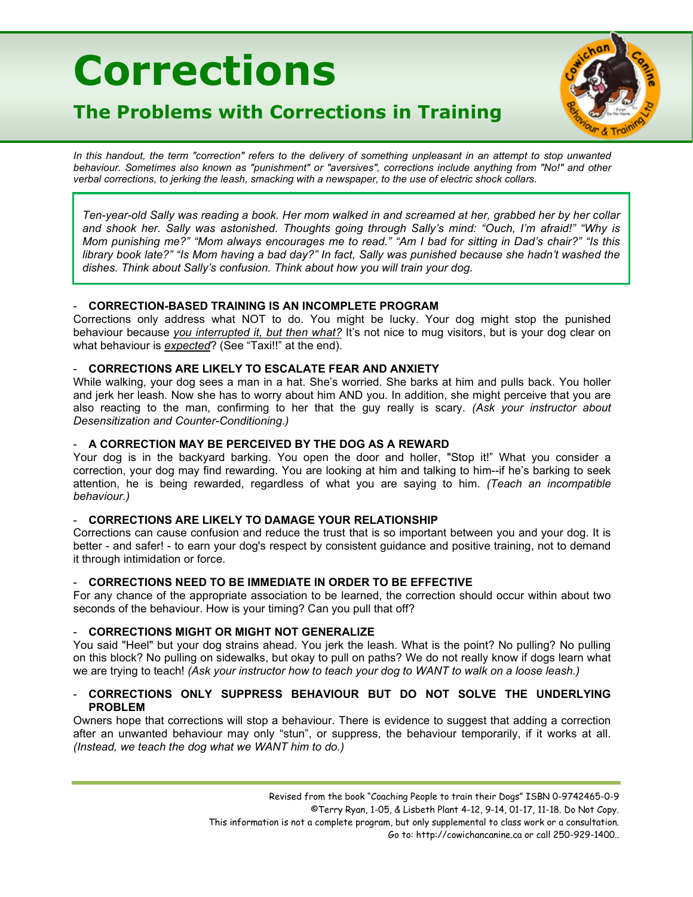# Corrections

## The Problems with Corrections in Training

*In this handout, the term "correction" refers to the delivery of something unpleasant in an attempt to stop unwanted behaviour. Sometimes also known as "punishment" or "aversives", corrections include anything from "No!" and other verbal corrections, to jerking the leash, smacking with a newspaper, to the use of electric shock collars.*

> *Ten-year-old Sally was reading a book. Her mom walked in and screamed at her, grabbed her by her collar and shook her. Sally was astonished. Thoughts going through Sally's mind: "Ouch, I'm afraid!" "Why is Mom punishing me?" "Mom always encourages me to read." "Am I bad for sitting in Dad's chair?" "Is this library book late?" "Is Mom having a bad day?" In fact, Sally was punished because she hadn't washed the dishes. Think about Sally's confusion. Think about how you will train your dog.*

### - CORRECTION-BASED TRAINING IS AN INCOMPLETE PROGRAM

Corrections only address what NOT to do. You might be lucky. Your dog might stop the punished behaviour because *you interrupted it, but then what?* It's not nice to mug visitors, but is your dog clear on what behaviour is *expected*? (See "Taxi!!" at the end).

### - CORRECTIONS ARE LIKELY TO ESCALATE FEAR AND ANXIETY

While walking, your dog sees a man in a hat. She's worried. She barks at him and pulls back. You holler and jerk her leash. Now she has to worry about him AND you. In addition, she might perceive that you are also reacting to the man, confirming to her that the guy really is scary. *(Ask your instructor about Desensitization and Counter-Conditioning.)*

### - A CORRECTION MAY BE PERCEIVED BY THE DOG AS A REWARD

Your dog is in the backyard barking. You open the door and holler, "Stop it!" What you consider a correction, your dog may find rewarding. You are looking at him and talking to him--if he's barking to seek attention, he is being rewarded, regardless of what you are saying to him. *(Teach an incompatible behaviour.)*

### - CORRECTIONS ARE LIKELY TO DAMAGE YOUR RELATIONSHIP

Corrections can cause confusion and reduce the trust that is so important between you and your dog. It is better - and safer! - to earn your dog's respect by consistent guidance and positive training, not to demand it through intimidation or force.

### - CORRECTIONS NEED TO BE IMMEDIATE IN ORDER TO BE EFFECTIVE

For any chance of the appropriate association to be learned, the correction should occur within about two seconds of the behaviour. How is your timing? Can you pull that off?

### - CORRECTIONS MIGHT OR MIGHT NOT GENERALIZE

You said "Heel" but your dog strains ahead. You jerk the leash. What is the point? No pulling? No pulling on this block? No pulling on sidewalks, but okay to pull on paths? We do not really know if dogs learn what we are trying to teach! *(Ask your instructor how to teach your dog to WANT to walk on a loose leash.)*

### - CORRECTIONS ONLY SUPPRESS BEHAVIOUR BUT DO NOT SOLVE THE UNDERLYING PROBLEM

Owners hope that corrections will stop a behaviour. There is evidence to suggest that adding a correction after an unwanted behaviour may only "stun", or suppress, the behaviour temporarily, if it works at all. *(Instead, we teach the dog what we WANT him to do.)*

---

Revised from the book "Coaching People to train their Dogs" ISBN 0-9742465-0-9
©Terry Ryan, 1-05, & Lisbeth Plant 4-12, 9-14, 01-17, 11-18. Do Not Copy.
This information is not a complete program, but only supplemental to class work or a consultation.
Go to: http://cowichancanine.ca or call 250-929-1400..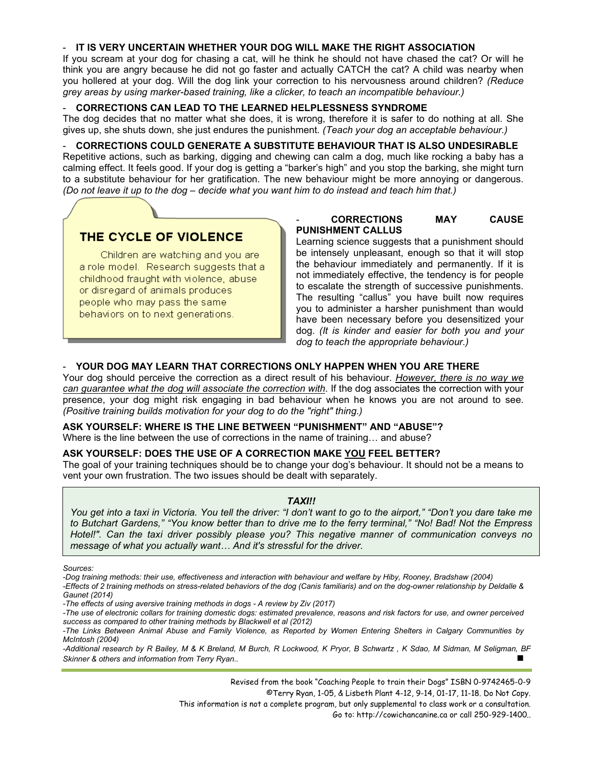- **IT IS VERY UNCERTAIN WHETHER YOUR DOG WILL MAKE THE RIGHT ASSOCIATION**

If you scream at your dog for chasing a cat, will he think he should not have chased the cat? Or will he think you are angry because he did not go faster and actually CATCH the cat? A child was nearby when you hollered at your dog. Will the dog link your correction to his nervousness around children? *(Reduce grey areas by using marker-based training, like a clicker, to teach an incompatible behaviour.)*

- **CORRECTIONS CAN LEAD TO THE LEARNED HELPLESSNESS SYNDROME**

The dog decides that no matter what she does, it is wrong, therefore it is safer to do nothing at all. She gives up, she shuts down, she just endures the punishment. *(Teach your dog an acceptable behaviour.)*

- **CORRECTIONS COULD GENERATE A SUBSTITUTE BEHAVIOUR THAT IS ALSO UNDESIRABLE**

Repetitive actions, such as barking, digging and chewing can calm a dog, much like rocking a baby has a calming effect. It feels good. If your dog is getting a "barker's high" and you stop the barking, she might turn to a substitute behaviour for her gratification. The new behaviour might be more annoying or dangerous. *(Do not leave it up to the dog – decide what you want him to do instead and teach him that.)*

## THE CYCLE OF VIOLENCE

Children are watching and you are a role model. Research suggests that a childhood fraught with violence, abuse or disregard of animals produces people who may pass the same behaviors on to next generations.

- **CORRECTIONS MAY CAUSE PUNISHMENT CALLUS**

Learning science suggests that a punishment should be intensely unpleasant, enough so that it will stop the behaviour immediately and permanently. If it is not immediately effective, the tendency is for people to escalate the strength of successive punishments. The resulting "callus" you have built now requires you to administer a harsher punishment than would have been necessary before you desensitized your dog. *(It is kinder and easier for both you and your dog to teach the appropriate behaviour.)*

- **YOUR DOG MAY LEARN THAT CORRECTIONS ONLY HAPPEN WHEN YOU ARE THERE**

Your dog should perceive the correction as a direct result of his behaviour. *However, there is no way we can guarantee what the dog will associate the correction with*. If the dog associates the correction with your presence, your dog might risk engaging in bad behaviour when he knows you are not around to see. *(Positive training builds motivation for your dog to do the "right" thing.)*

**ASK YOURSELF: WHERE IS THE LINE BETWEEN "PUNISHMENT" AND "ABUSE"?**

Where is the line between the use of corrections in the name of training… and abuse?

**ASK YOURSELF: DOES THE USE OF A CORRECTION MAKE YOU FEEL BETTER?**

The goal of your training techniques should be to change your dog's behaviour. It should not be a means to vent your own frustration. The two issues should be dealt with separately.

***TAXI!!***

*You get into a taxi in Victoria. You tell the driver: "I don't want to go to the airport," "Don't you dare take me to Butchart Gardens," "You know better than to drive me to the ferry terminal," "No! Bad! Not the Empress Hotel!". Can the taxi driver possibly please you? This negative manner of communication conveys no message of what you actually want… And it's stressful for the driver.*

*Sources:*

*-Dog training methods: their use, effectiveness and interaction with behaviour and welfare by Hiby, Rooney, Bradshaw (2004)*

*-Effects of 2 training methods on stress-related behaviors of the dog (Canis familiaris) and on the dog-owner relationship by Deldalle & Gaunet (2014)*

*-The effects of using aversive training methods in dogs - A review by Ziv (2017)*

*-The use of electronic collars for training domestic dogs: estimated prevalence, reasons and risk factors for use, and owner perceived success as compared to other training methods by Blackwell et al (2012)*

*-The Links Between Animal Abuse and Family Violence, as Reported by Women Entering Shelters in Calgary Communities by McIntosh (2004)*

*-Additional research by R Bailey, M & K Breland, M Burch, R Lockwood, K Pryor, B Schwartz , K Sdao, M Sidman, M Seligman, BF Skinner & others and information from Terry Ryan..* ■

Revised from the book "Coaching People to train their Dogs" ISBN 0-9742465-0-9
©Terry Ryan, 1-05, & Lisbeth Plant 4-12, 9-14, 01-17, 11-18. Do Not Copy.
This information is not a complete program, but only supplemental to class work or a consultation.
Go to: http://cowichancanine.ca or call 250-929-1400..